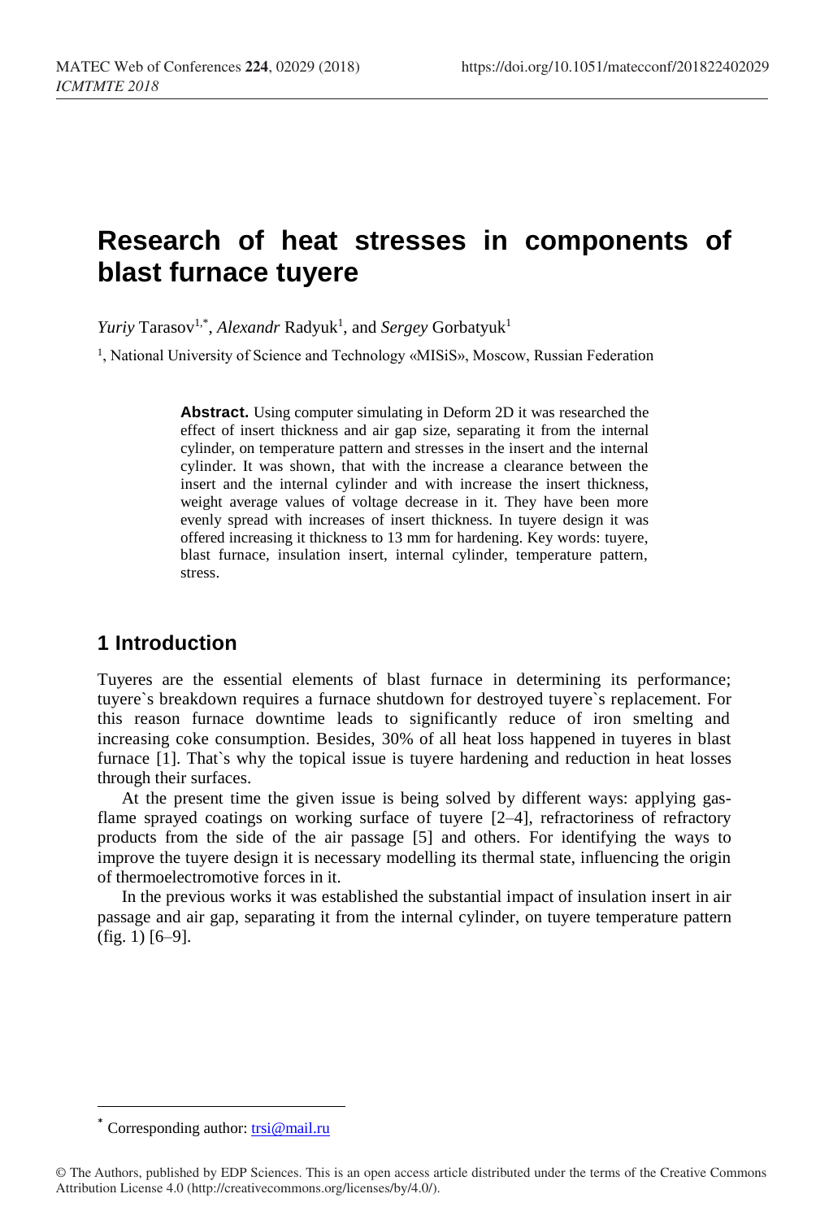# Research of heat stresses in components of blast furnace tuyere

*Yuriy* Tarasov[1,*], *Alexandr* Radyuk[1], and *Sergey* Gorbatyuk[1]

[1], National University of Science and Technology «MISiS», Moscow, Russian Federation

**Abstract.** Using computer simulating in Deform 2D it was researched the effect of insert thickness and air gap size, separating it from the internal cylinder, on temperature pattern and stresses in the insert and the internal cylinder. It was shown, that with the increase a clearance between the insert and the internal cylinder and with increase the insert thickness, weight average values of voltage decrease in it. They have been more evenly spread with increases of insert thickness. In tuyere design it was offered increasing it thickness to 13 mm for hardening. Key words: tuyere, blast furnace, insulation insert, internal cylinder, temperature pattern, stress.

## 1 Introduction

Tuyeres are the essential elements of blast furnace in determining its performance; tuyere`s breakdown requires a furnace shutdown for destroyed tuyere`s replacement. For this reason furnace downtime leads to significantly reduce of iron smelting and increasing coke consumption. Besides, 30% of all heat loss happened in tuyeres in blast furnace [1]. That`s why the topical issue is tuyere hardening and reduction in heat losses through their surfaces.

At the present time the given issue is being solved by different ways: applying gas-flame sprayed coatings on working surface of tuyere [2–4], refractoriness of refractory products from the side of the air passage [5] and others. For identifying the ways to improve the tuyere design it is necessary modelling its thermal state, influencing the origin of thermoelectromotive forces in it.

In the previous works it was established the substantial impact of insulation insert in air passage and air gap, separating it from the internal cylinder, on tuyere temperature pattern (fig. 1) [6–9].

[*] Corresponding author: trsi@mail.ru

© The Authors, published by EDP Sciences. This is an open access article distributed under the terms of the Creative Commons Attribution License 4.0 (http://creativecommons.org/licenses/by/4.0/).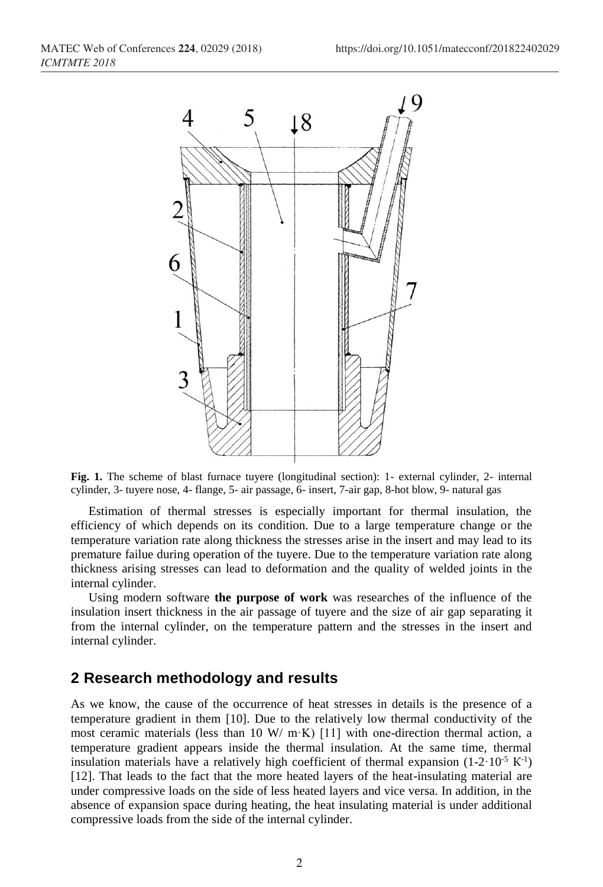**Fig. 1.** The scheme of blast furnace tuyere (longitudinal section): 1- external cylinder, 2- internal cylinder, 3- tuyere nose, 4- flange, 5- air passage, 6- insert, 7-air gap, 8-hot blow, 9- natural gas

Estimation of thermal stresses is especially important for thermal insulation, the efficiency of which depends on its condition. Due to a large temperature change or the temperature variation rate along thickness the stresses arise in the insert and may lead to its premature failue during operation of the tuyere. Due to the temperature variation rate along thickness arising stresses can lead to deformation and the quality of welded joints in the internal cylinder.

Using modern software **the purpose of work** was researches of the influence of the insulation insert thickness in the air passage of tuyere and the size of air gap separating it from the internal cylinder, on the temperature pattern and the stresses in the insert and internal cylinder.

## 2 Research methodology and results

As we know, the cause of the occurrence of heat stresses in details is the presence of a temperature gradient in them [10]. Due to the relatively low thermal conductivity of the most ceramic materials (less than 10 W/ m·K) [11] with one-direction thermal action, a temperature gradient appears inside the thermal insulation. At the same time, thermal insulation materials have a relatively high coefficient of thermal expansion ($1\text{-}2\cdot10^{-5}$ $K^{-1}$) [12]. That leads to the fact that the more heated layers of the heat-insulating material are under compressive loads on the side of less heated layers and vice versa. In addition, in the absence of expansion space during heating, the heat insulating material is under additional compressive loads from the side of the internal cylinder.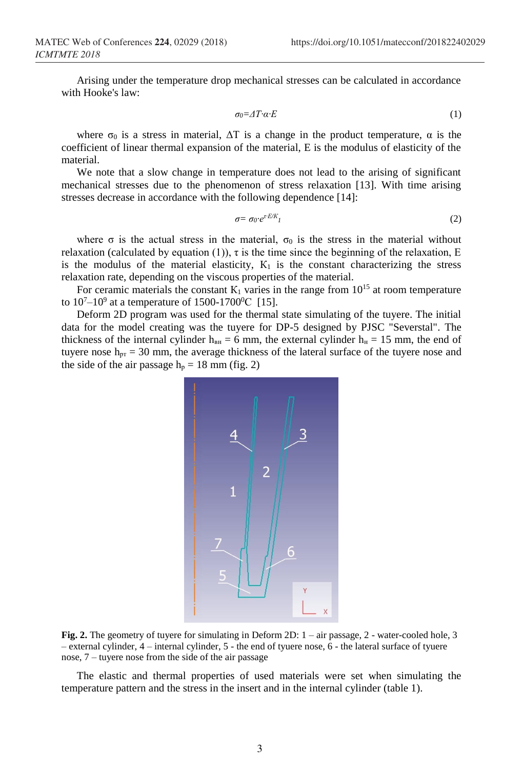Arising under the temperature drop mechanical stresses can be calculated in accordance with Hooke's law:

$$\sigma_0 = \Delta T \cdot \alpha \cdot E \qquad (1)$$

where $\sigma_0$ is a stress in material, $\Delta T$ is a change in the product temperature, $\alpha$ is the coefficient of linear thermal expansion of the material, E is the modulus of elasticity of the material.

We note that a slow change in temperature does not lead to the arising of significant mechanical stresses due to the phenomenon of stress relaxation [13]. With time arising stresses decrease in accordance with the following dependence [14]:

$$\sigma = \sigma_0 \cdot e^{\tau \cdot E / K_1} \qquad (2)$$

where $\sigma$ is the actual stress in the material, $\sigma_0$ is the stress in the material without relaxation (calculated by equation (1)), $\tau$ is the time since the beginning of the relaxation, E is the modulus of the material elasticity, $K_1$ is the constant characterizing the stress relaxation rate, depending on the viscous properties of the material.

For ceramic materials the constant $K_1$ varies in the range from $10^{15}$ at room temperature to $10^7$–$10^9$ at a temperature of 1500-1700$^0$C [15].

Deform 2D program was used for the thermal state simulating of the tuyere. The initial data for the model creating was the tuyere for DP-5 designed by PJSC "Severstal". The thickness of the internal cylinder $h_{вн}$ = 6 mm, the external cylinder $h_{н}$ = 15 mm, the end of tuyere nose $h_{рт}$ = 30 mm, the average thickness of the lateral surface of the tuyere nose and the side of the air passage $h_{р}$ = 18 mm (fig. 2)

**Fig. 2.** The geometry of tuyere for simulating in Deform 2D: 1 – air passage, 2 - water-cooled hole, 3 – external cylinder, 4 – internal cylinder, 5 - the end of tyuere nose, 6 - the lateral surface of tyuere nose, 7 – tuyere nose from the side of the air passage

The elastic and thermal properties of used materials were set when simulating the temperature pattern and the stress in the insert and in the internal cylinder (table 1).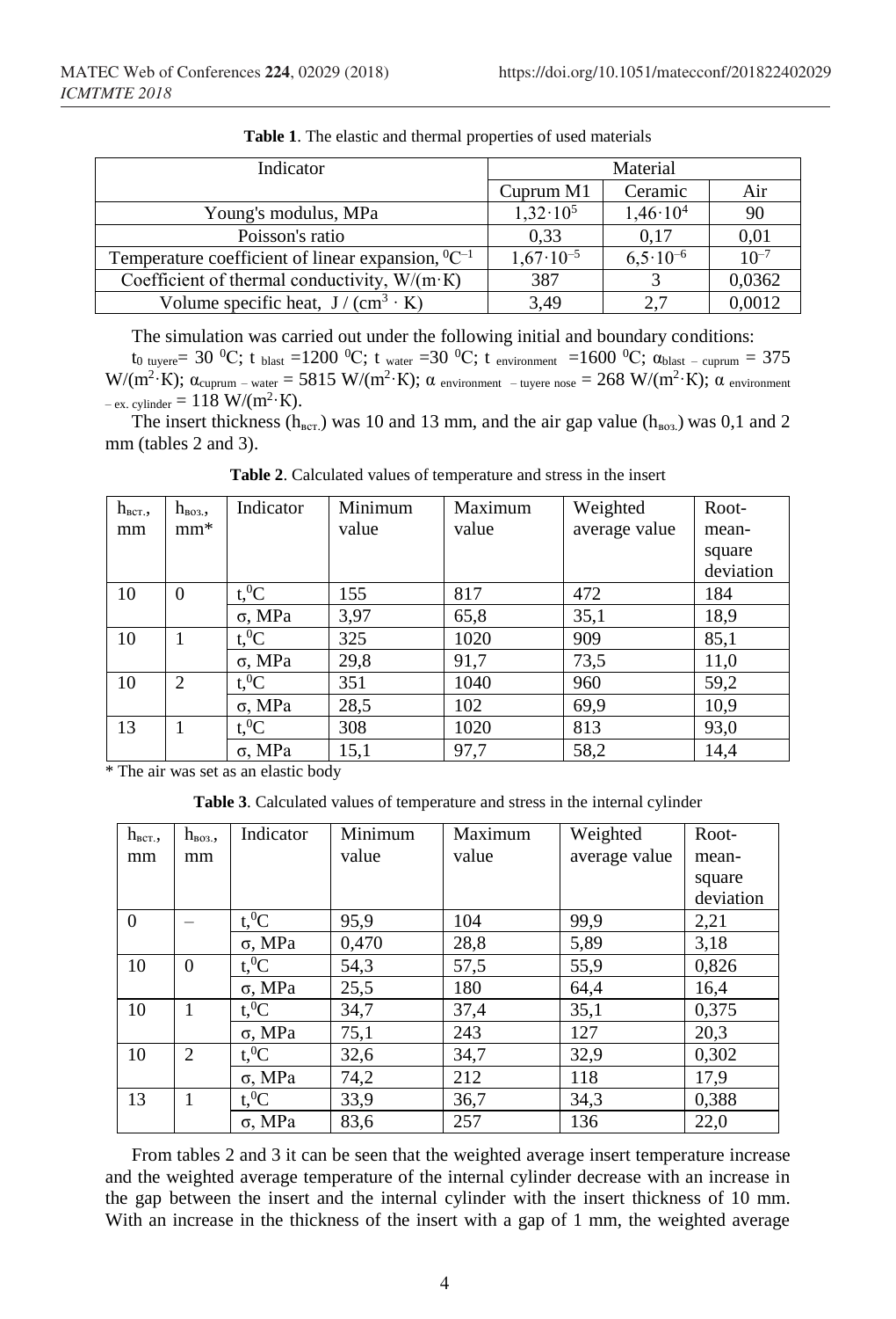**Table 1**. The elastic and thermal properties of used materials

| Indicator | Material | | |
|---|---|---|---|
| | Cuprum M1 | Ceramic | Air |
| Young's modulus, MPa | $1{,}32 \cdot 10^5$ | $1{,}46 \cdot 10^4$ | 90 |
| Poisson's ratio | 0,33 | 0,17 | 0,01 |
| Temperature coefficient of linear expansion, $^0C^{-1}$ | $1{,}67 \cdot 10^{-5}$ | $6{,}5 \cdot 10^{-6}$ | $10^{-7}$ |
| Coefficient of thermal conductivity, W/(m·K) | 387 | 3 | 0,0362 |
| Volume specific heat, J / (cm$^3$ · K) | 3,49 | 2,7 | 0,0012 |

The simulation was carried out under the following initial and boundary conditions:

$t_{0\ tuyere}$= 30 $^0$C; $t_{blast}$ =1200 $^0$C; $t_{water}$ =30 $^0$C; $t_{environment}$ =1600 $^0$C; $\alpha_{blast-cuprum}$ = 375 W/(m$^2$·K); $\alpha_{cuprum-water}$ = 5815 W/(m$^2$·K); $\alpha_{environment-tuyere\ nose}$ = 268 W/(m$^2$·K); $\alpha_{environment-ex.\ cylinder}$ = 118 W/(m$^2$·K).

The insert thickness ($h_{вст.}$) was 10 and 13 mm, and the air gap value ($h_{воз.}$) was 0,1 and 2 mm (tables 2 and 3).

**Table 2**. Calculated values of temperature and stress in the insert

| $h_{вст.}$, mm | $h_{воз.}$, mm* | Indicator | Minimum value | Maximum value | Weighted average value | Root-mean-square deviation |
|---|---|---|---|---|---|---|
| 10 | 0 | t,$^0$C | 155 | 817 | 472 | 184 |
| | | σ, MPa | 3,97 | 65,8 | 35,1 | 18,9 |
| 10 | 1 | t,$^0$C | 325 | 1020 | 909 | 85,1 |
| | | σ, MPa | 29,8 | 91,7 | 73,5 | 11,0 |
| 10 | 2 | t,$^0$C | 351 | 1040 | 960 | 59,2 |
| | | σ, MPa | 28,5 | 102 | 69,9 | 10,9 |
| 13 | 1 | t,$^0$C | 308 | 1020 | 813 | 93,0 |
| | | σ, MPa | 15,1 | 97,7 | 58,2 | 14,4 |

\* The air was set as an elastic body

**Table 3**. Calculated values of temperature and stress in the internal cylinder

| $h_{вст.}$, mm | $h_{воз.}$, mm | Indicator | Minimum value | Maximum value | Weighted average value | Root-mean-square deviation |
|---|---|---|---|---|---|---|
| 0 | – | t,$^0$C | 95,9 | 104 | 99,9 | 2,21 |
| | | σ, MPa | 0,470 | 28,8 | 5,89 | 3,18 |
| 10 | 0 | t,$^0$C | 54,3 | 57,5 | 55,9 | 0,826 |
| | | σ, MPa | 25,5 | 180 | 64,4 | 16,4 |
| 10 | 1 | t,$^0$C | 34,7 | 37,4 | 35,1 | 0,375 |
| | | σ, MPa | 75,1 | 243 | 127 | 20,3 |
| 10 | 2 | t,$^0$C | 32,6 | 34,7 | 32,9 | 0,302 |
| | | σ, MPa | 74,2 | 212 | 118 | 17,9 |
| 13 | 1 | t,$^0$C | 33,9 | 36,7 | 34,3 | 0,388 |
| | | σ, MPa | 83,6 | 257 | 136 | 22,0 |

From tables 2 and 3 it can be seen that the weighted average insert temperature increase and the weighted average temperature of the internal cylinder decrease with an increase in the gap between the insert and the internal cylinder with the insert thickness of 10 mm. With an increase in the thickness of the insert with a gap of 1 mm, the weighted average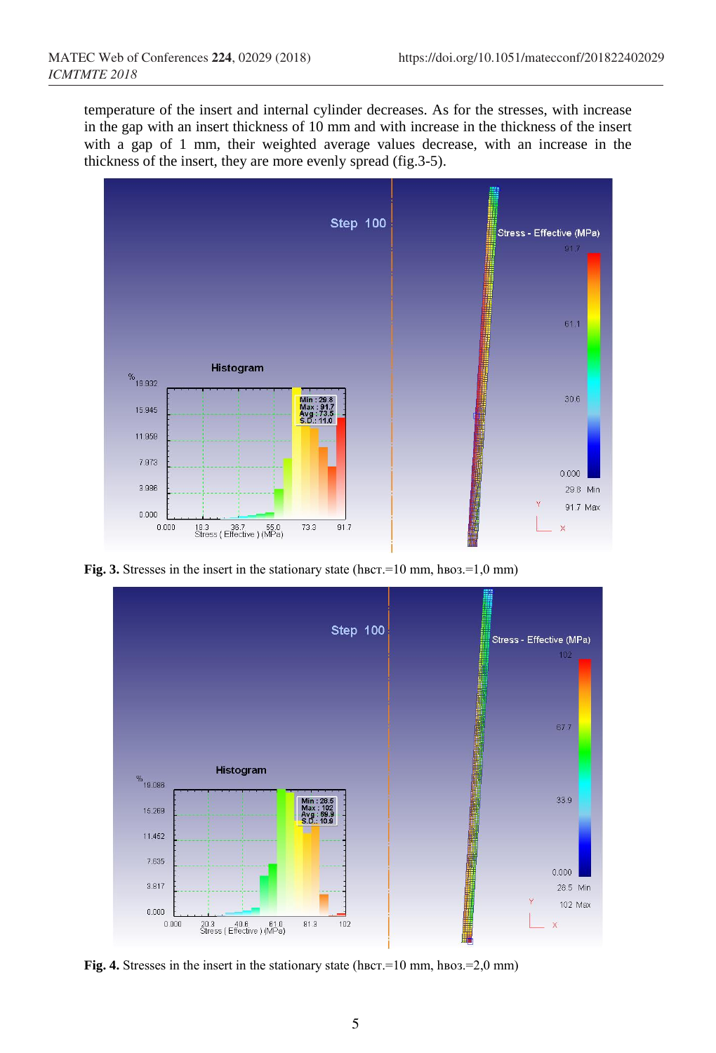temperature of the insert and internal cylinder decreases. As for the stresses, with increase in the gap with an insert thickness of 10 mm and with increase in the thickness of the insert with a gap of 1 mm, their weighted average values decrease, with an increase in the thickness of the insert, they are more evenly spread (fig.3-5).

**Fig. 3.** Stresses in the insert in the stationary state (hвст.=10 mm, hвоз.=1,0 mm)

**Fig. 4.** Stresses in the insert in the stationary state (hвст.=10 mm, hвоз.=2,0 mm)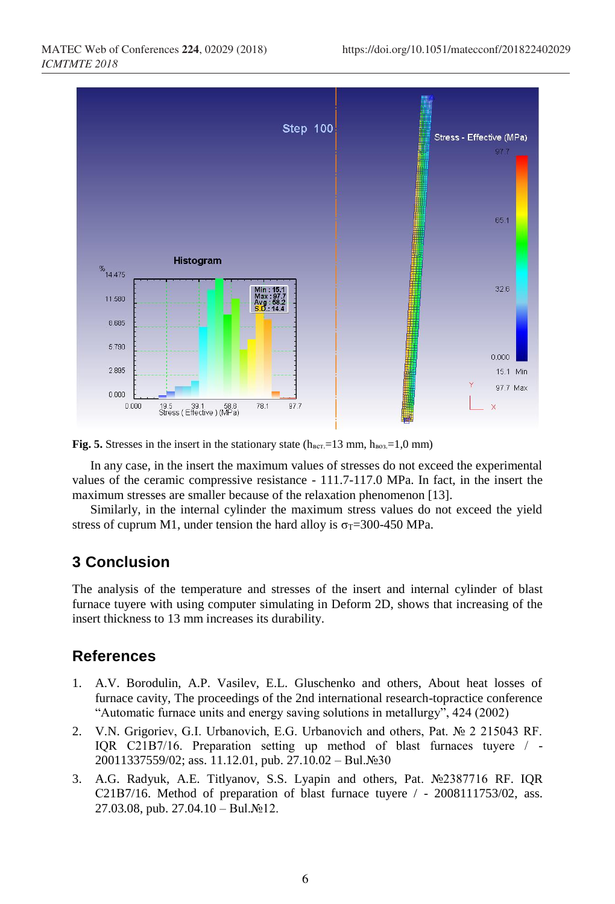**Fig. 5.** Stresses in the insert in the stationary state ($h_{вст.}$=13 mm, $h_{воз.}$=1,0 mm)

In any case, in the insert the maximum values of stresses do not exceed the experimental values of the ceramic compressive resistance - 111.7-117.0 MPa. In fact, in the insert the maximum stresses are smaller because of the relaxation phenomenon [13].

Similarly, in the internal cylinder the maximum stress values do not exceed the yield stress of cuprum M1, under tension the hard alloy is $\sigma_T$=300-450 MPa.

## 3 Conclusion

The analysis of the temperature and stresses of the insert and internal cylinder of blast furnace tuyere with using computer simulating in Deform 2D, shows that increasing of the insert thickness to 13 mm increases its durability.

## References

1. A.V. Borodulin, A.P. Vasilev, E.L. Gluschenko and others, About heat losses of furnace cavity, The proceedings of the 2nd international research-topractice conference "Automatic furnace units and energy saving solutions in metallurgy", 424 (2002)
2. V.N. Grigoriev, G.I. Urbanovich, E.G. Urbanovich and others, Pat. № 2 215043 RF. IQR C21B7/16. Preparation setting up method of blast furnaces tuyere / - 20011337559/02; ass. 11.12.01, pub. 27.10.02 – Bul.№30
3. A.G. Radyuk, A.E. Titlyanov, S.S. Lyapin and others, Pat. №2387716 RF. IQR C21B7/16. Method of preparation of blast furnace tuyere / - 2008111753/02, ass. 27.03.08, pub. 27.04.10 – Bul.№12.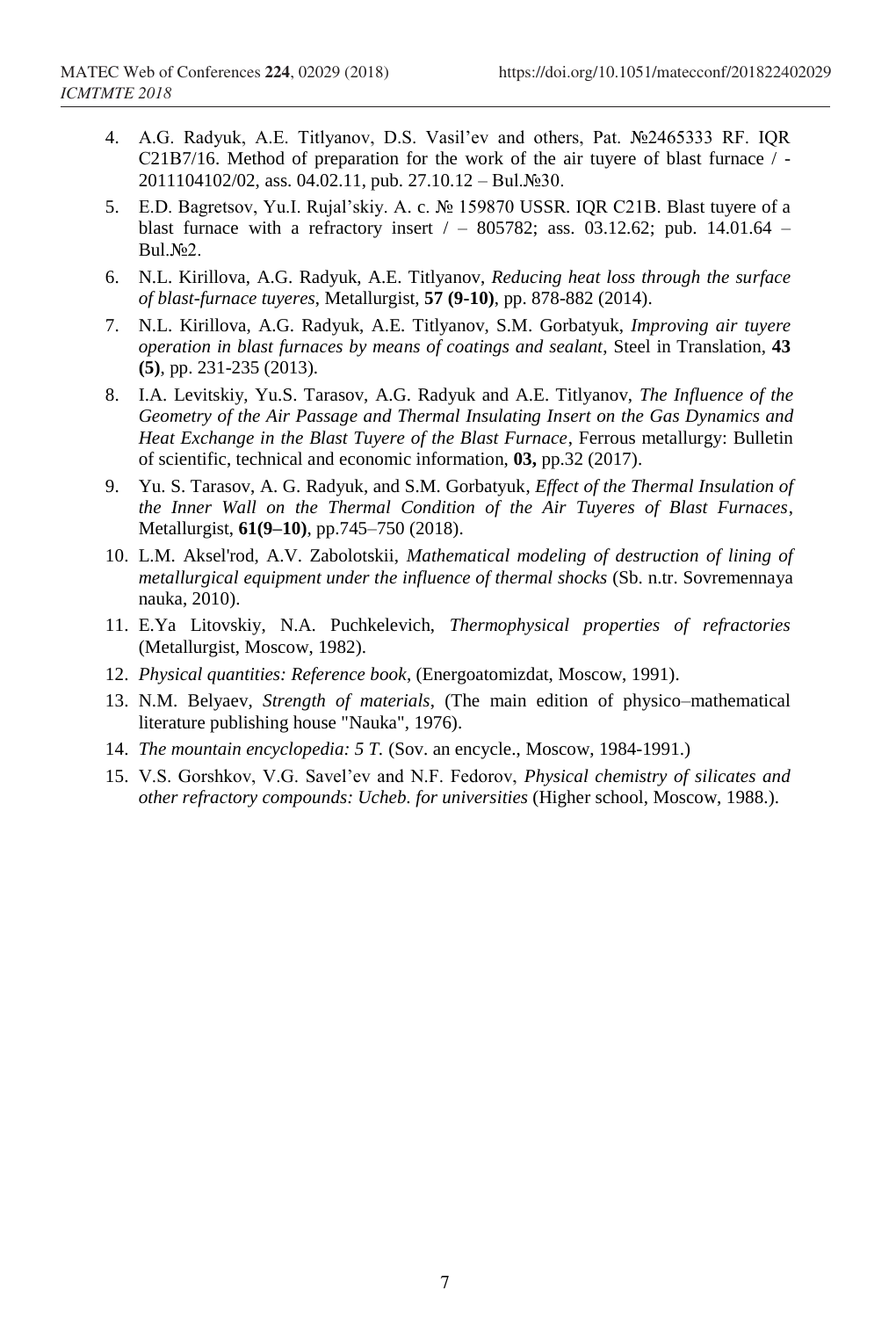4. A.G. Radyuk, A.E. Titlyanov, D.S. Vasil'ev and others, Pat. №2465333 RF. IQR C21B7/16. Method of preparation for the work of the air tuyere of blast furnace / - 2011104102/02, ass. 04.02.11, pub. 27.10.12 – Bul.№30.
5. E.D. Bagretsov, Yu.I. Rujal'skiy. A. c. № 159870 USSR. IQR C21B. Blast tuyere of a blast furnace with a refractory insert / – 805782; ass. 03.12.62; pub. 14.01.64 – Bul.№2.
6. N.L. Kirillova, A.G. Radyuk, A.E. Titlyanov, *Reducing heat loss through the surface of blast-furnace tuyeres*, Metallurgist, **57 (9-10)**, pp. 878-882 (2014).
7. N.L. Kirillova, A.G. Radyuk, A.E. Titlyanov, S.M. Gorbatyuk, *Improving air tuyere operation in blast furnaces by means of coatings and sealant*, Steel in Translation, **43 (5)**, pp. 231-235 (2013).
8. I.A. Levitskiy, Yu.S. Tarasov, A.G. Radyuk and A.E. Titlyanov, *The Influence of the Geometry of the Air Passage and Thermal Insulating Insert on the Gas Dynamics and Heat Exchange in the Blast Tuyere of the Blast Furnace*, Ferrous metallurgy: Bulletin of scientific, technical and economic information, **03,** pp.32 (2017).
9. Yu. S. Tarasov, A. G. Radyuk, and S.M. Gorbatyuk, *Effect of the Thermal Insulation of the Inner Wall on the Thermal Condition of the Air Tuyeres of Blast Furnaces*, Metallurgist, **61(9–10)**, pp.745–750 (2018).
10. L.M. Aksel'rod, A.V. Zabolotskii, *Mathematical modeling of destruction of lining of metallurgical equipment under the influence of thermal shocks* (Sb. n.tr. Sovremennaya nauka, 2010).
11. E.Ya Litovskiy, N.A. Puchkelevich, *Thermophysical properties of refractories* (Metallurgist, Moscow, 1982).
12. *Physical quantities: Reference book*, (Energoatomizdat, Moscow, 1991).
13. N.M. Belyaev, *Strength of materials*, (The main edition of physico–mathematical literature publishing house "Nauka", 1976).
14. *The mountain encyclopedia: 5 T.* (Sov. an encycle., Moscow, 1984-1991.)
15. V.S. Gorshkov, V.G. Savel'ev and N.F. Fedorov, *Physical chemistry of silicates and other refractory compounds: Ucheb. for universities* (Higher school, Moscow, 1988.).